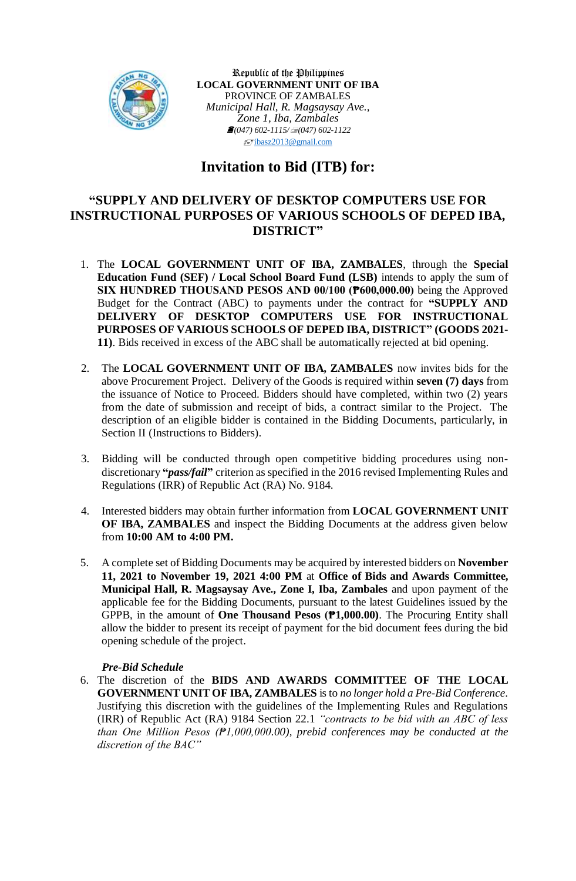Republic of the Philippines
**LOCAL GOVERNMENT UNIT OF IBA**
PROVINCE OF ZAMBALES
*Municipal Hall, R. Magsaysay Ave., Zone 1, Iba, Zambales*
*(047) 602-1115/ (047) 602-1122*
ibasz2013@gmail.com

# Invitation to Bid (ITB) for:

## "SUPPLY AND DELIVERY OF DESKTOP COMPUTERS USE FOR INSTRUCTIONAL PURPOSES OF VARIOUS SCHOOLS OF DEPED IBA, DISTRICT"

1. The **LOCAL GOVERNMENT UNIT OF IBA, ZAMBALES**, through the **Special Education Fund (SEF) / Local School Board Fund (LSB)** intends to apply the sum of **SIX HUNDRED THOUSAND PESOS AND 00/100 (₱600,000.00)** being the Approved Budget for the Contract (ABC) to payments under the contract for **"SUPPLY AND DELIVERY OF DESKTOP COMPUTERS USE FOR INSTRUCTIONAL PURPOSES OF VARIOUS SCHOOLS OF DEPED IBA, DISTRICT" (GOODS 2021-11)**. Bids received in excess of the ABC shall be automatically rejected at bid opening.

2. The **LOCAL GOVERNMENT UNIT OF IBA, ZAMBALES** now invites bids for the above Procurement Project. Delivery of the Goods is required within **seven (7) days** from the issuance of Notice to Proceed. Bidders should have completed, within two (2) years from the date of submission and receipt of bids, a contract similar to the Project. The description of an eligible bidder is contained in the Bidding Documents, particularly, in Section II (Instructions to Bidders).

3. Bidding will be conducted through open competitive bidding procedures using non-discretionary **"*pass/fail*"** criterion as specified in the 2016 revised Implementing Rules and Regulations (IRR) of Republic Act (RA) No. 9184.

4. Interested bidders may obtain further information from **LOCAL GOVERNMENT UNIT OF IBA, ZAMBALES** and inspect the Bidding Documents at the address given below from **10:00 AM to 4:00 PM.**

5. A complete set of Bidding Documents may be acquired by interested bidders on **November 11, 2021 to November 19, 2021 4:00 PM** at **Office of Bids and Awards Committee, Municipal Hall, R. Magsaysay Ave., Zone I, Iba, Zambales** and upon payment of the applicable fee for the Bidding Documents, pursuant to the latest Guidelines issued by the GPPB, in the amount of **One Thousand Pesos (₱1,000.00)**. The Procuring Entity shall allow the bidder to present its receipt of payment for the bid document fees during the bid opening schedule of the project.

***Pre-Bid Schedule***

6. The discretion of the **BIDS AND AWARDS COMMITTEE OF THE LOCAL GOVERNMENT UNIT OF IBA, ZAMBALES** is to *no longer hold a Pre-Bid Conference*. Justifying this discretion with the guidelines of the Implementing Rules and Regulations (IRR) of Republic Act (RA) 9184 Section 22.1 *"contracts to be bid with an ABC of less than One Million Pesos (₱1,000,000.00), prebid conferences may be conducted at the discretion of the BAC"*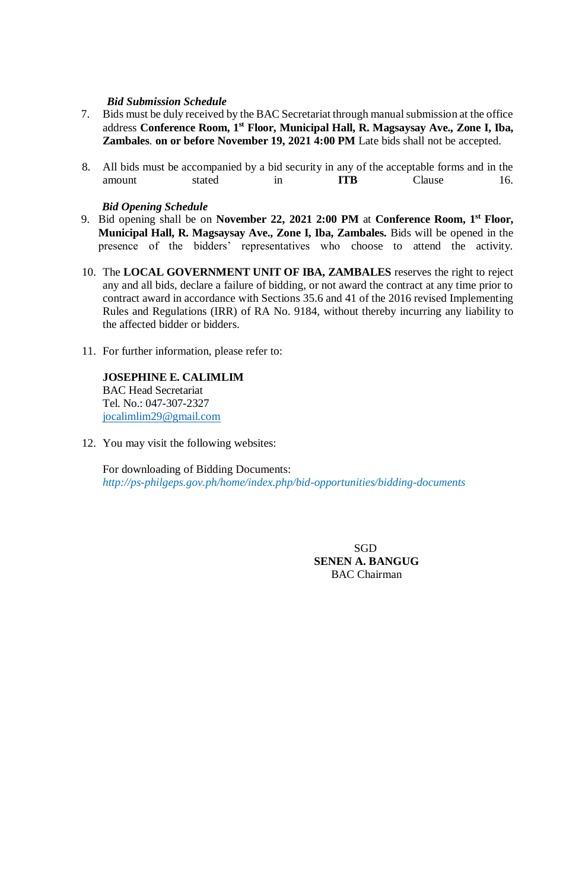*Bid Submission Schedule*

7. Bids must be duly received by the BAC Secretariat through manual submission at the office address **Conference Room, 1st Floor, Municipal Hall, R. Magsaysay Ave., Zone I, Iba, Zambales**. **on or before November 19, 2021 4:00 PM** Late bids shall not be accepted.

8. All bids must be accompanied by a bid security in any of the acceptable forms and in the amount stated in **ITB** Clause 16.

*Bid Opening Schedule*

9. Bid opening shall be on **November 22, 2021 2:00 PM** at **Conference Room, 1st Floor, Municipal Hall, R. Magsaysay Ave., Zone I, Iba, Zambales.** Bids will be opened in the presence of the bidders' representatives who choose to attend the activity.

10. The **LOCAL GOVERNMENT UNIT OF IBA, ZAMBALES** reserves the right to reject any and all bids, declare a failure of bidding, or not award the contract at any time prior to contract award in accordance with Sections 35.6 and 41 of the 2016 revised Implementing Rules and Regulations (IRR) of RA No. 9184, without thereby incurring any liability to the affected bidder or bidders.

11. For further information, please refer to:

    **JOSEPHINE E. CALIMLIM**
    BAC Head Secretariat
    Tel. No.: 047-307-2327
    jocalimlim29@gmail.com

12. You may visit the following websites:

    For downloading of Bidding Documents:
    *http://ps-philgeps.gov.ph/home/index.php/bid-opportunities/bidding-documents*

SGD
**SENEN A. BANGUG**
BAC Chairman